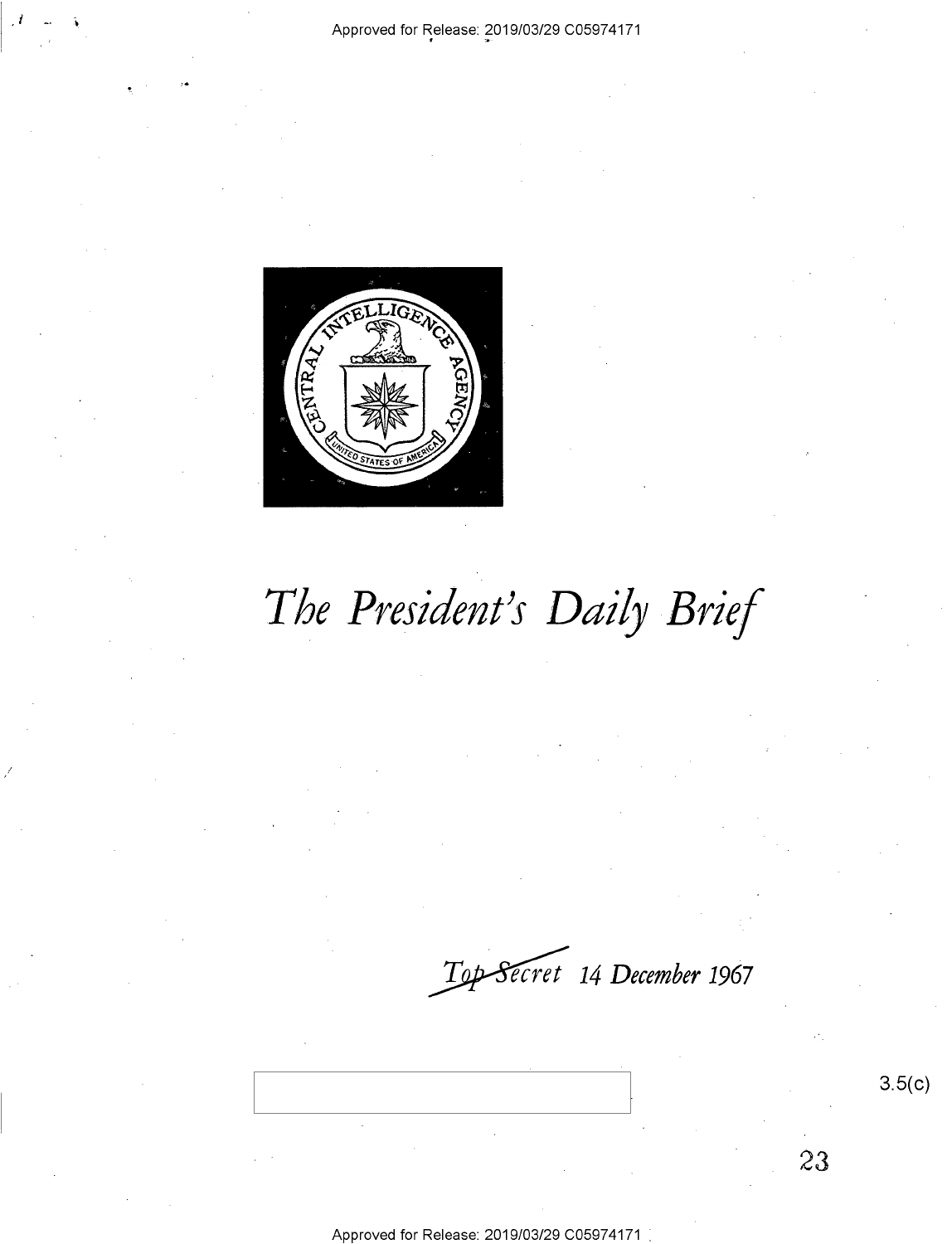# *The President's Daily Brief*

*~~Top Secret~~ 14 December 1967*

3.5(c)

23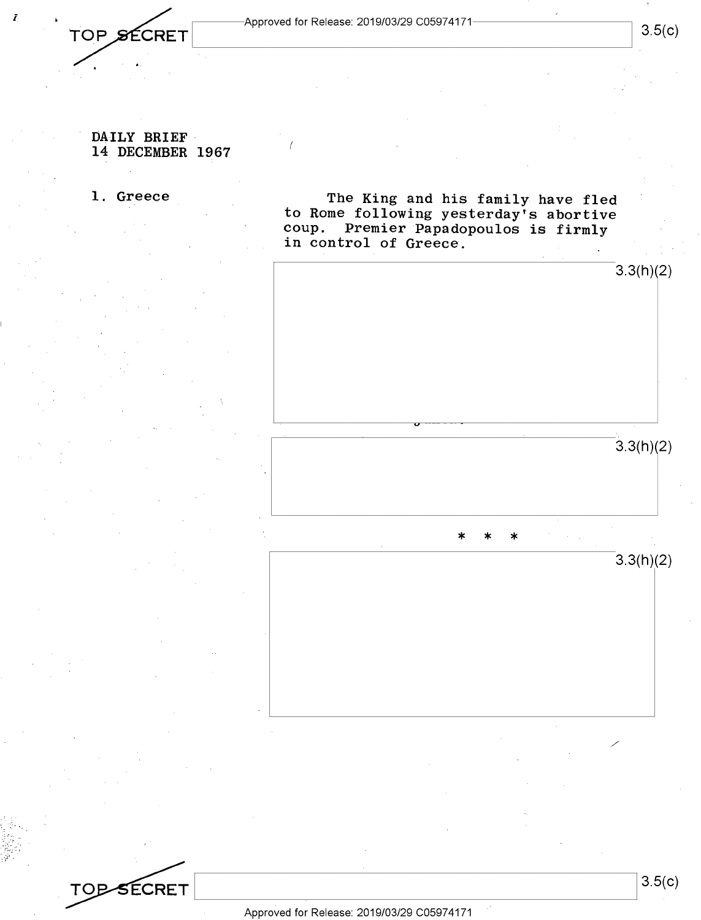TOP SECRET

DAILY BRIEF
14 DECEMBER 1967

1. Greece

The King and his family have fled to Rome following yesterday's abortive coup. Premier Papadopoulos is firmly in control of Greece.

3.3(h)(2)

3.3(h)(2)

\* \* \*

3.3(h)(2)

TOP SECRET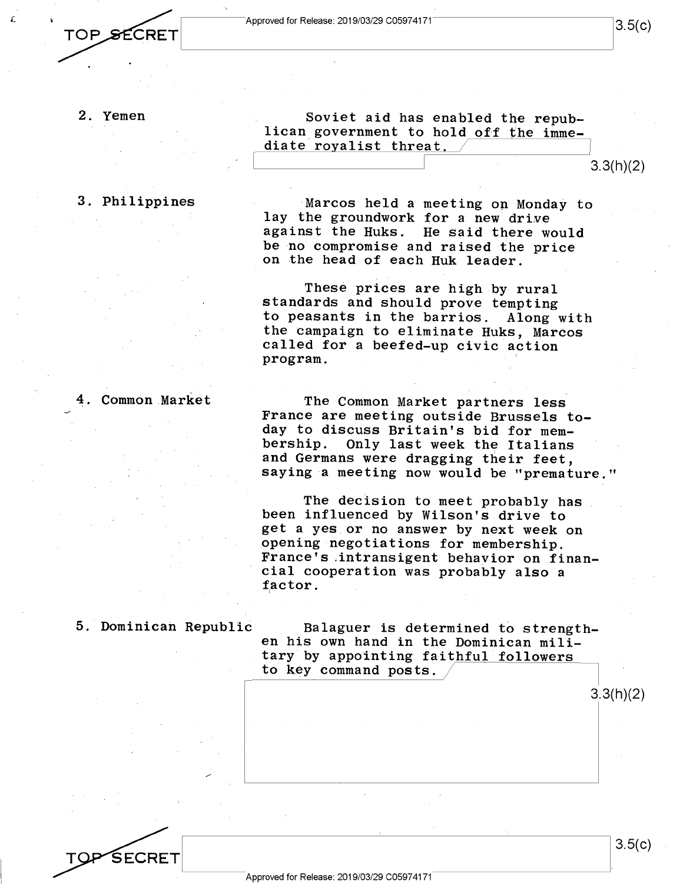2. Yemen

Soviet aid has enabled the republican government to hold off the immediate royalist threat.

3.3(h)(2)

3. Philippines

Marcos held a meeting on Monday to lay the groundwork for a new drive against the Huks. He said there would be no compromise and raised the price on the head of each Huk leader.

These prices are high by rural standards and should prove tempting to peasants in the barrios. Along with the campaign to eliminate Huks, Marcos called for a beefed-up civic action program.

4. Common Market

The Common Market partners less France are meeting outside Brussels today to discuss Britain's bid for membership. Only last week the Italians and Germans were dragging their feet, saying a meeting now would be "premature."

The decision to meet probably has been influenced by Wilson's drive to get a yes or no answer by next week on opening negotiations for membership. France's intransigent behavior on financial cooperation was probably also a factor.

5. Dominican Republic

Balaguer is determined to strengthen his own hand in the Dominican military by appointing faithful followers to key command posts.

3.3(h)(2)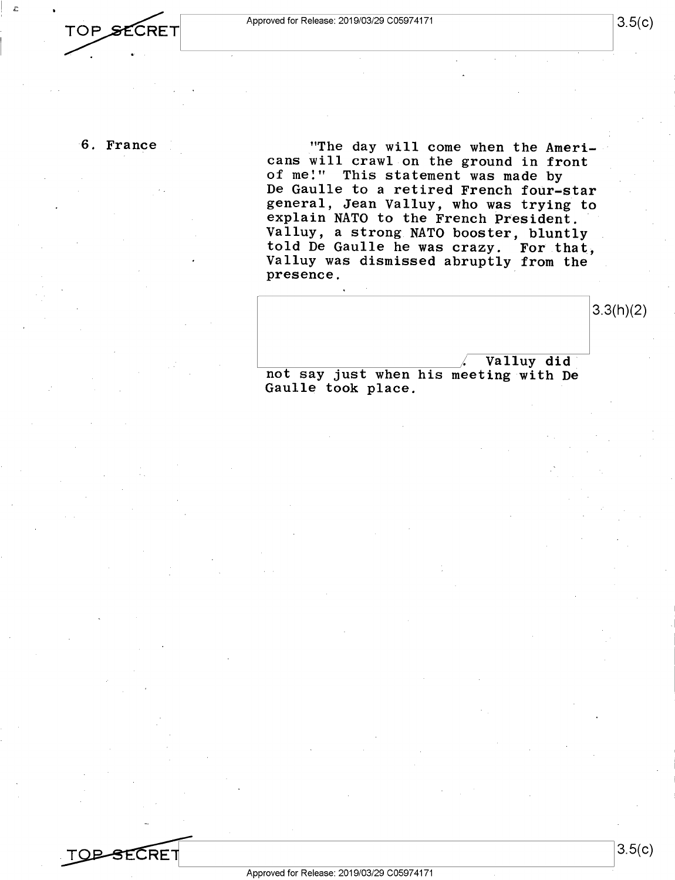6. France

"The day will come when the Americans will crawl on the ground in front of me!" This statement was made by De Gaulle to a retired French four-star general, Jean Valluy, who was trying to explain NATO to the French President. Valluy, a strong NATO booster, bluntly told De Gaulle he was crazy. For that, Valluy was dismissed abruptly from the presence.

3.3(h)(2)

. Valluy did not say just when his meeting with De Gaulle took place.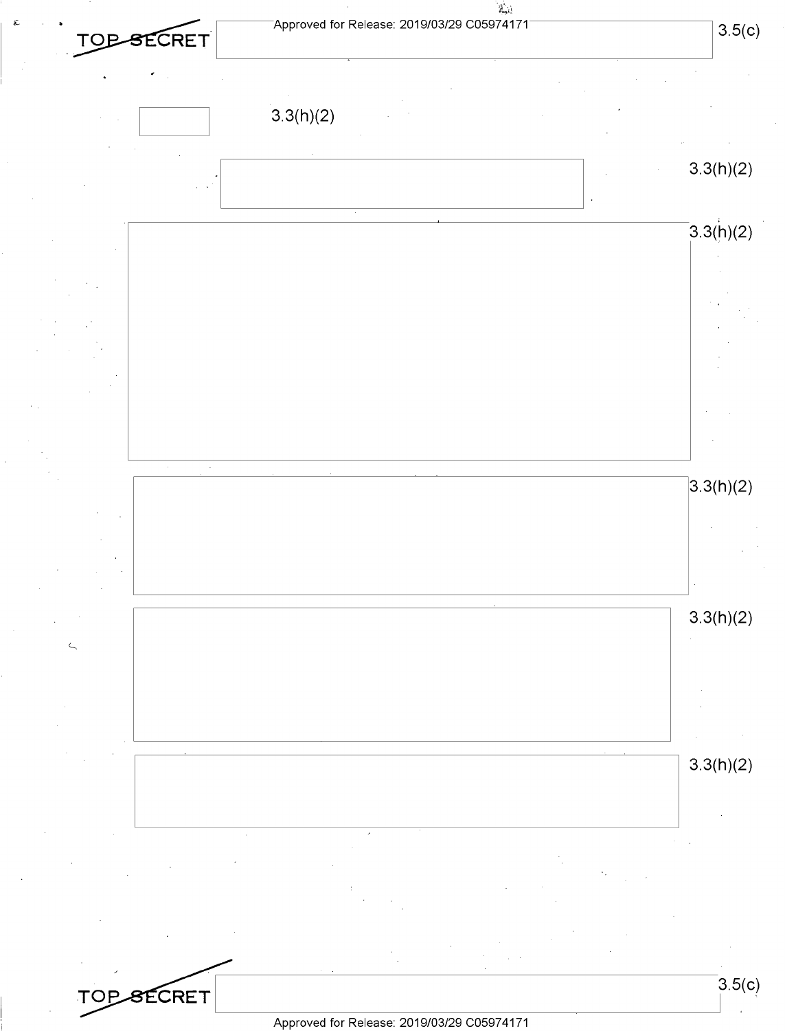TOP SECRET 3.5(c)

3.3(h)(2)

3.3(h)(2)

3.3(h)(2)

3.3(h)(2)

3.3(h)(2)

3.3(h)(2)

TOP SECRET 3.5(c)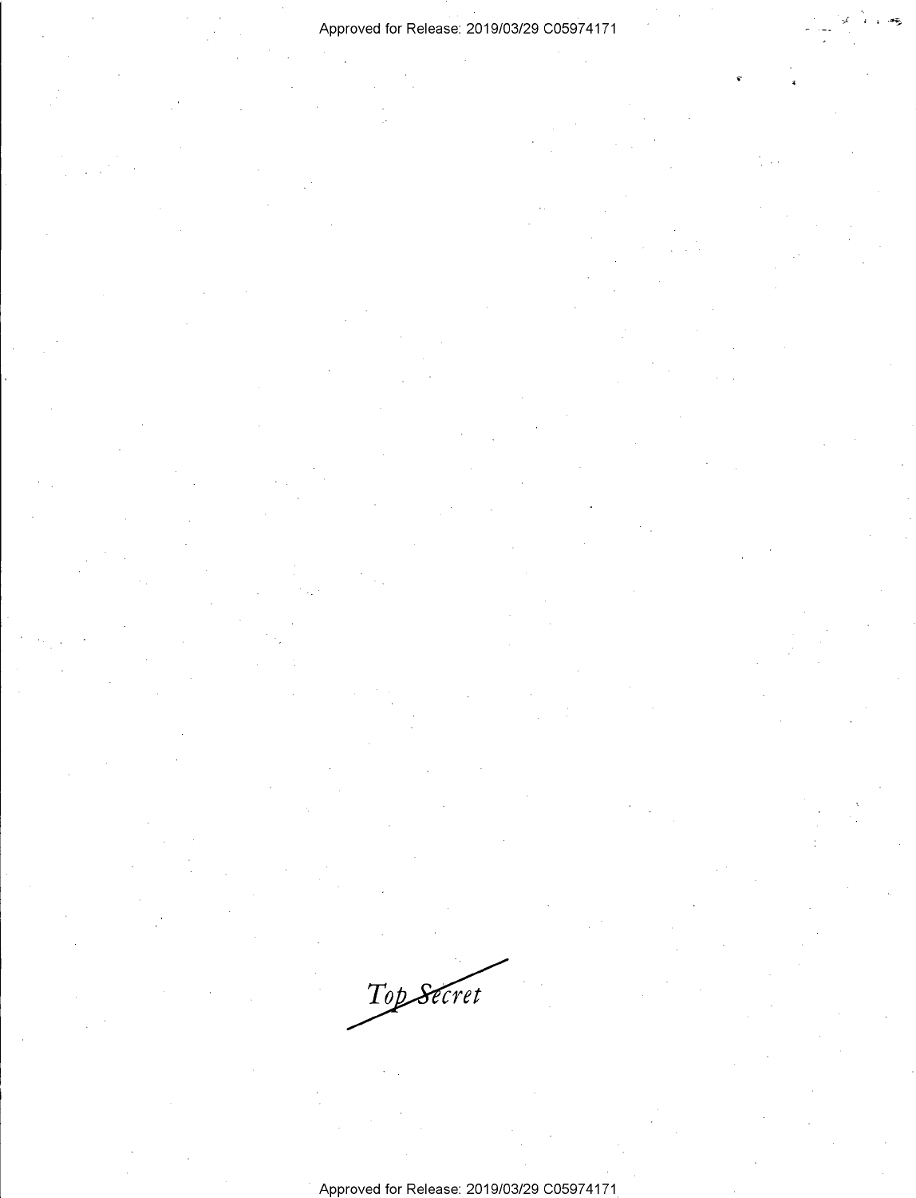~~Top Secret~~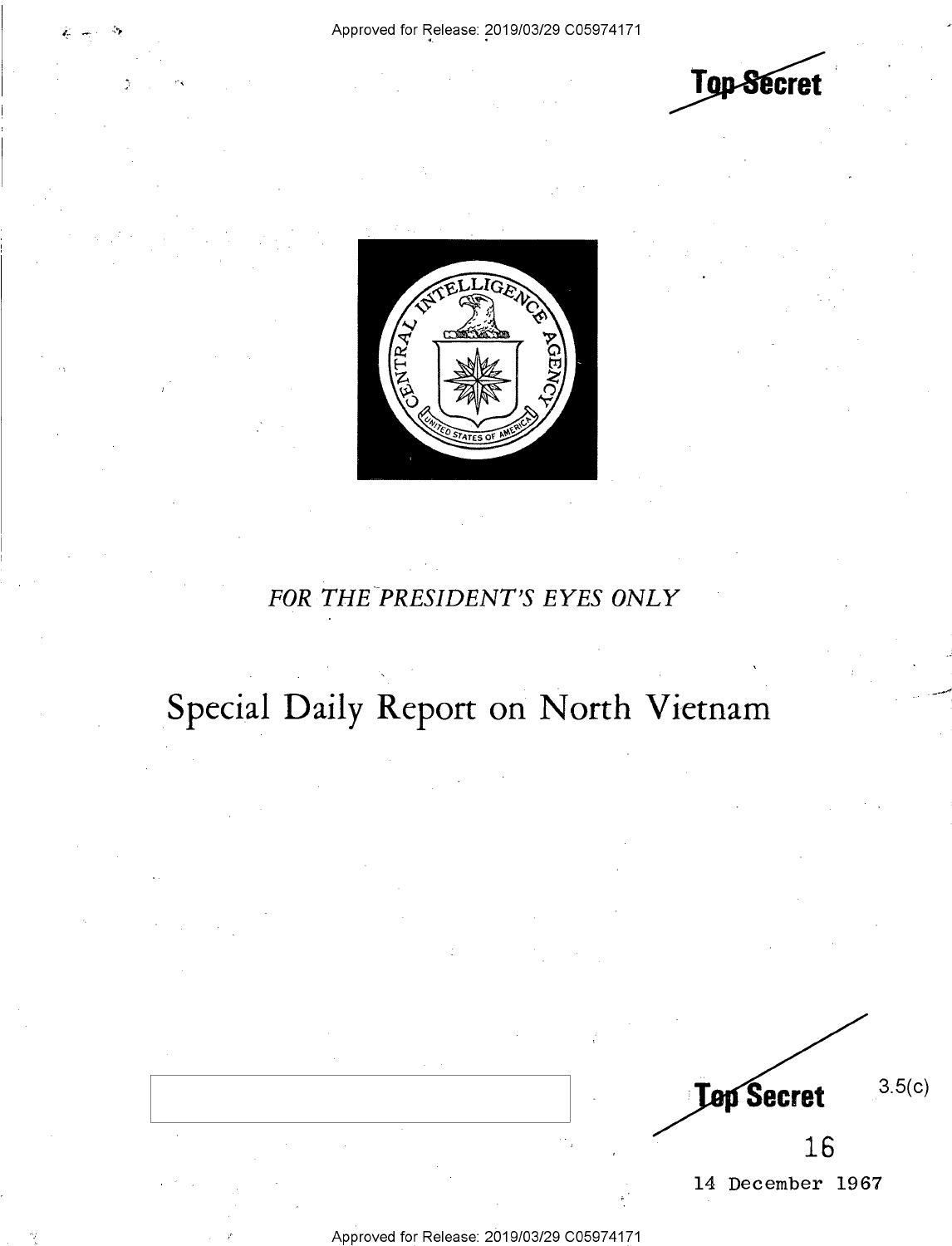Top Secret

FOR THE PRESIDENT'S EYES ONLY

# Special Daily Report on North Vietnam

Top Secret

3.5(c)

16

14 December 1967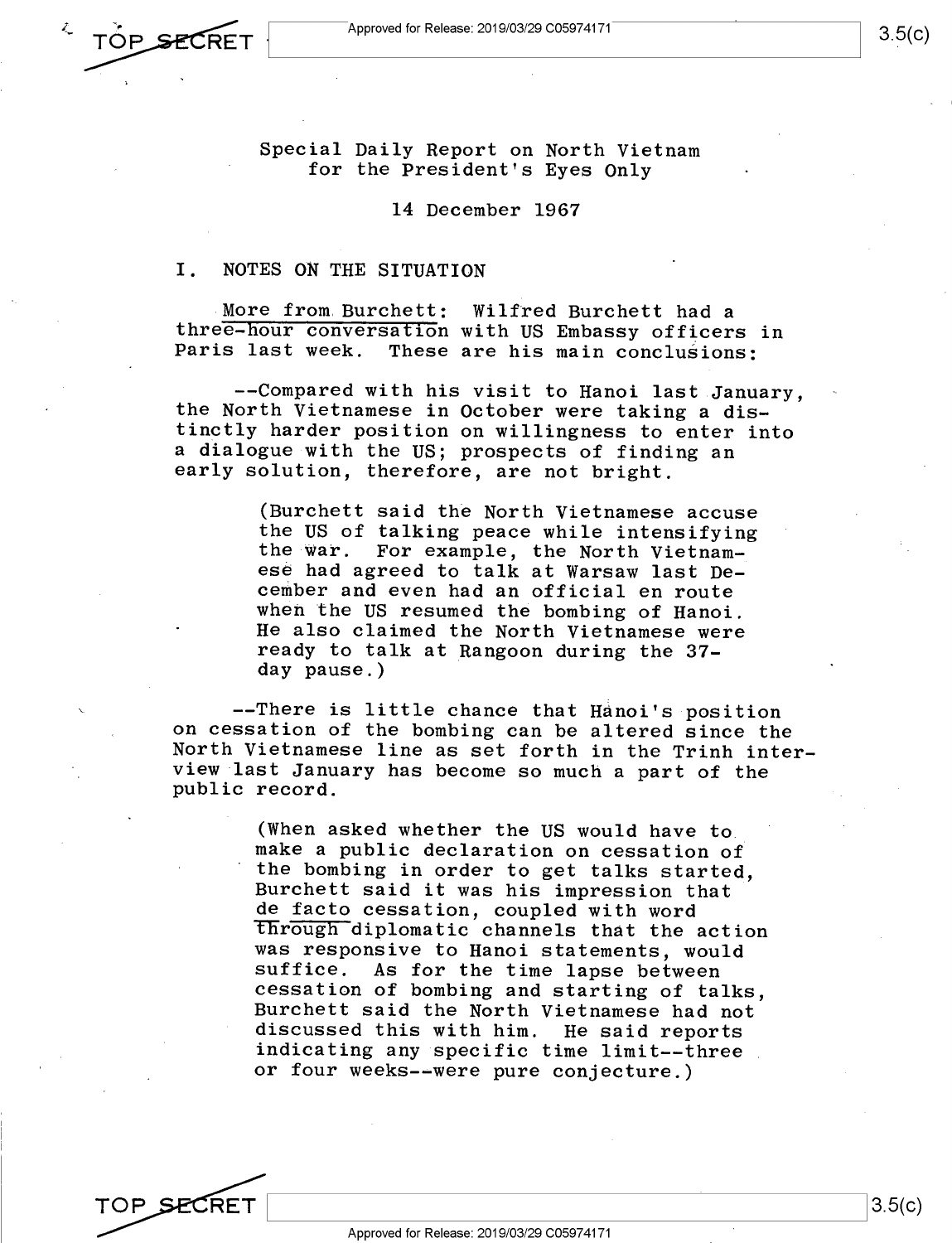Special Daily Report on North Vietnam
for the President's Eyes Only

14 December 1967

## I. NOTES ON THE SITUATION

More from Burchett: Wilfred Burchett had a three-hour conversation with US Embassy officers in Paris last week. These are his main conclusions:

--Compared with his visit to Hanoi last January, the North Vietnamese in October were taking a distinctly harder position on willingness to enter into a dialogue with the US; prospects of finding an early solution, therefore, are not bright.

> (Burchett said the North Vietnamese accuse the US of talking peace while intensifying the war. For example, the North Vietnamese had agreed to talk at Warsaw last December and even had an official en route when the US resumed the bombing of Hanoi. He also claimed the North Vietnamese were ready to talk at Rangoon during the 37-day pause.)

--There is little chance that Hanoi's position on cessation of the bombing can be altered since the North Vietnamese line as set forth in the Trinh interview last January has become so much a part of the public record.

> (When asked whether the US would have to make a public declaration on cessation of the bombing in order to get talks started, Burchett said it was his impression that *de facto* cessation, coupled with word through diplomatic channels that the action was responsive to Hanoi statements, would suffice. As for the time lapse between cessation of bombing and starting of talks, Burchett said the North Vietnamese had not discussed this with him. He said reports indicating any specific time limit--three or four weeks--were pure conjecture.)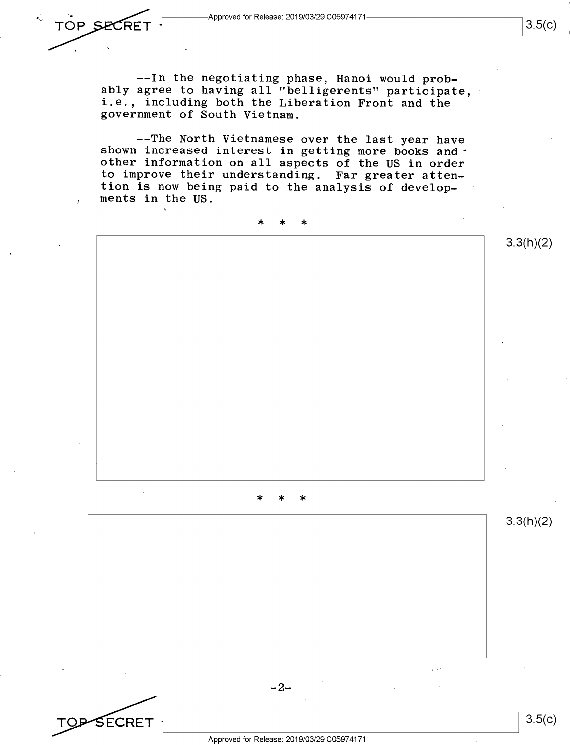--In the negotiating phase, Hanoi would probably agree to having all "belligerents" participate, i.e., including both the Liberation Front and the government of South Vietnam.

--The North Vietnamese over the last year have shown increased interest in getting more books and other information on all aspects of the US in order to improve their understanding. Far greater attention is now being paid to the analysis of developments in the US.

\* \* \*

\* \* \*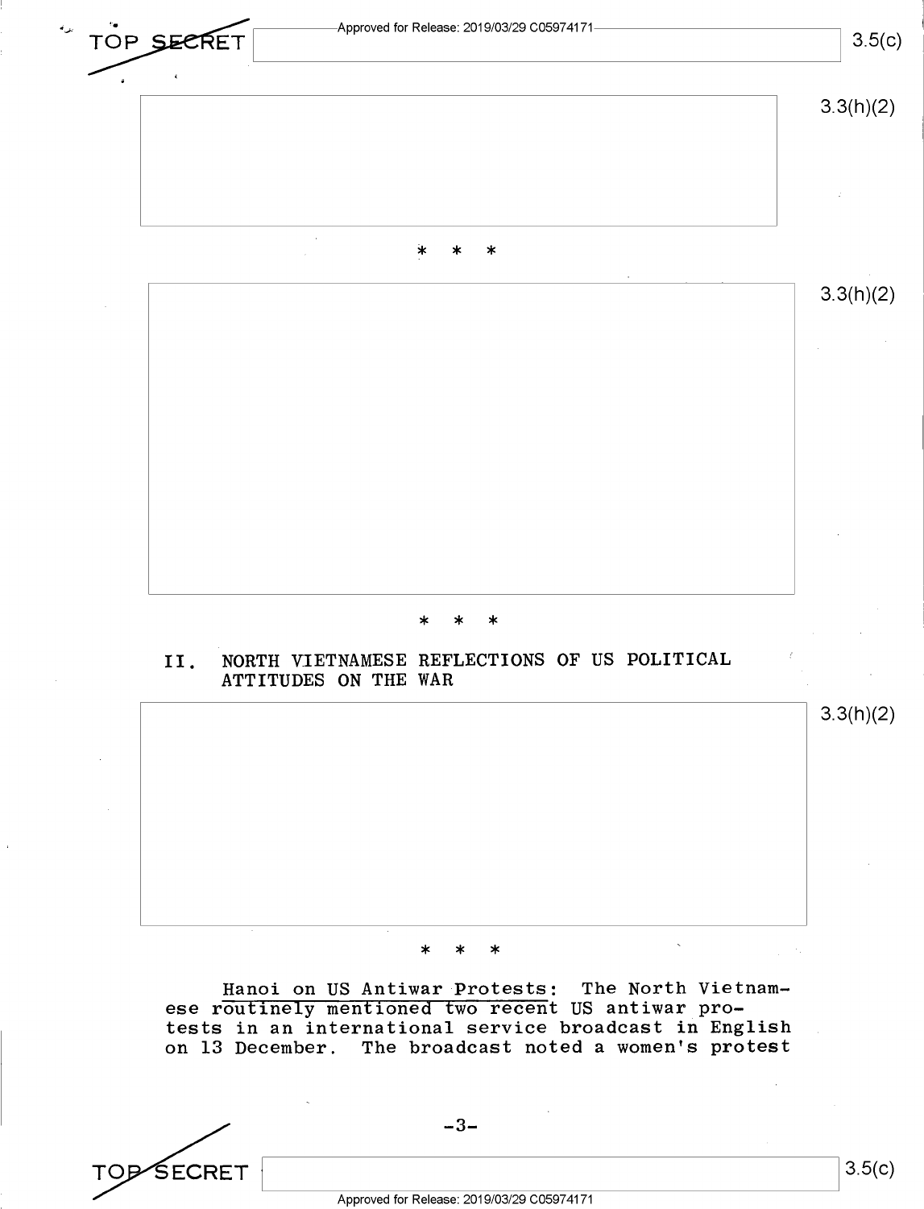3.3(h)(2)

\* \* \*

3.3(h)(2)

\* \* \*

## II. NORTH VIETNAMESE REFLECTIONS OF US POLITICAL ATTITUDES ON THE WAR

3.3(h)(2)

\* \* \*

<u>Hanoi on US Antiwar Protests</u>: The North Vietnamese routinely mentioned two recent US antiwar protests in an international service broadcast in English on 13 December. The broadcast noted a women's protest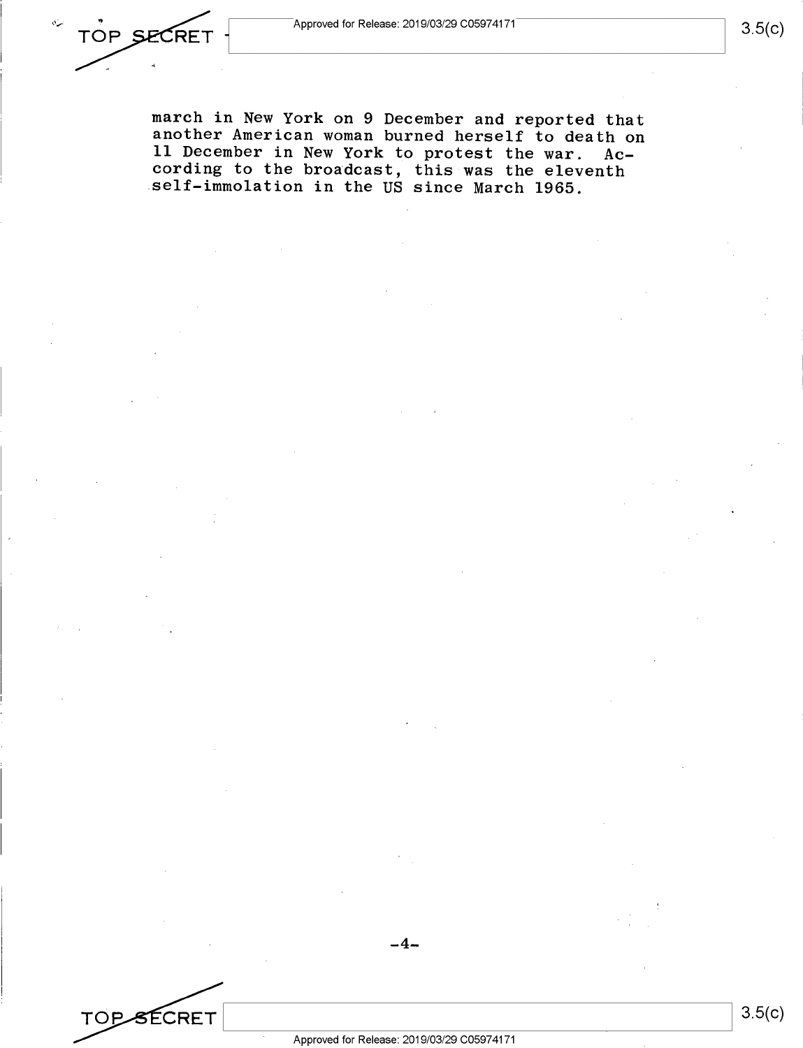march in New York on 9 December and reported that another American woman burned herself to death on 11 December in New York to protest the war. According to the broadcast, this was the eleventh self-immolation in the US since March 1965.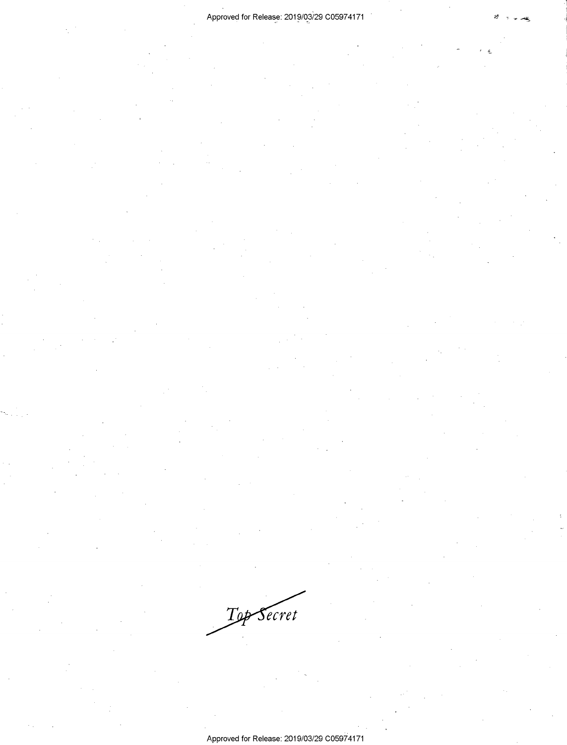*Top Secret*